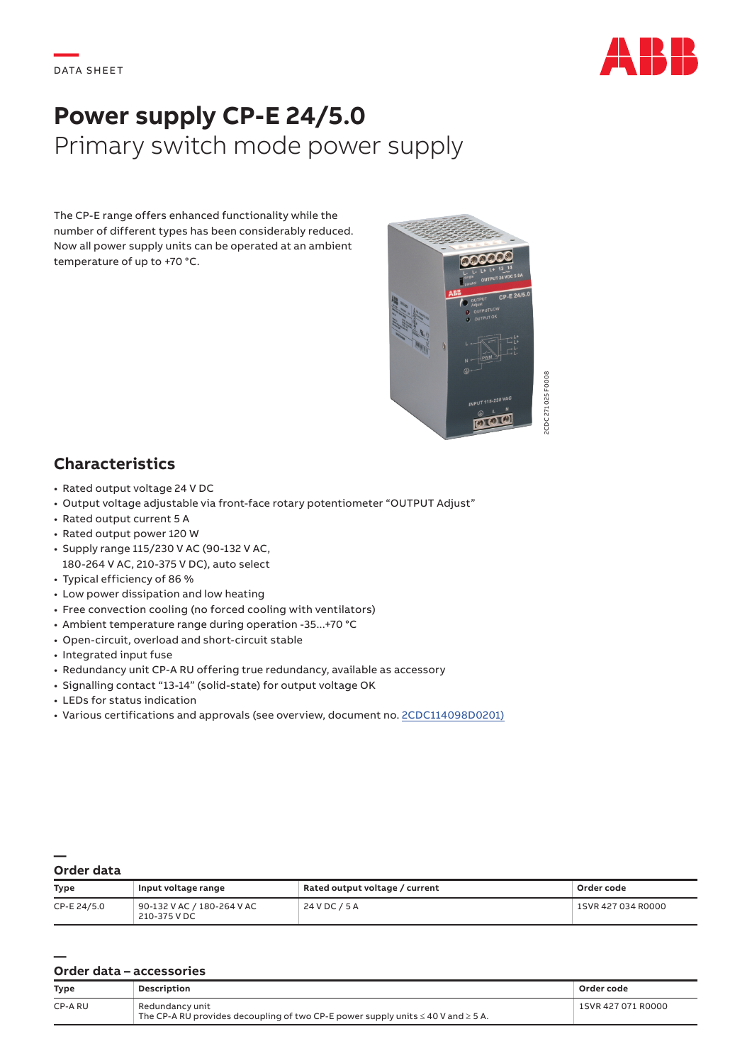DATA SHEET

# Power supply CP-E 24/5.0

## Primary switch mode power supply

The CP-E range offers enhanced functionality while the number of different types has been considerably reduced. Now all power supply units can be operated at an ambient temperature of up to +70 °C.

2CDC 271 025 F0008

## Characteristics

- Rated output voltage 24 V DC
- Output voltage adjustable via front-face rotary potentiometer "OUTPUT Adjust"
- Rated output current 5 A
- Rated output power 120 W
- Supply range 115/230 V AC (90-132 V AC, 180-264 V AC, 210-375 V DC), auto select
- Typical efficiency of 86 %
- Low power dissipation and low heating
- Free convection cooling (no forced cooling with ventilators)
- Ambient temperature range during operation -35...+70 °C
- Open-circuit, overload and short-circuit stable
- Integrated input fuse
- Redundancy unit CP-A RU offering true redundancy, available as accessory
- Signalling contact "13-14" (solid-state) for output voltage OK
- LEDs for status indication
- Various certifications and approvals (see overview, document no. 2CDC114098D0201)

## Order data

| Type | Input voltage range | Rated output voltage / current | Order code |
| --- | --- | --- | --- |
| CP-E 24/5.0 | 90-132 V AC / 180-264 V AC<br>210-375 V DC | 24 V DC / 5 A | 1SVR 427 034 R0000 |

## Order data – accessories

| Type | Description | Order code |
| --- | --- | --- |
| CP-A RU | Redundancy unit<br>The CP-A RU provides decoupling of two CP-E power supply units ≤ 40 V and ≥ 5 A. | 1SVR 427 071 R0000 |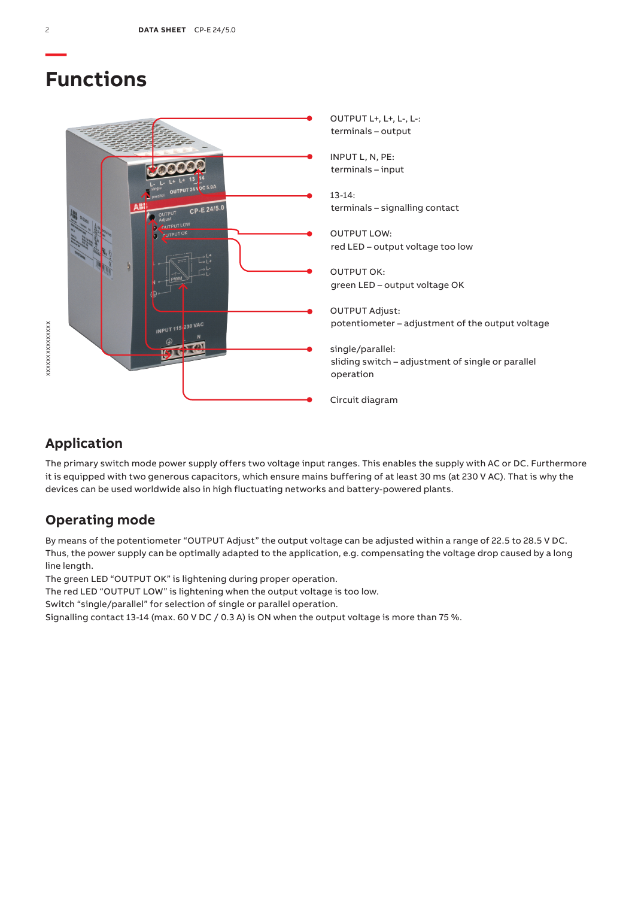# Functions

OUTPUT L+, L+, L-, L-:
terminals – output

INPUT L, N, PE:
terminals – input

13-14:
terminals – signalling contact

OUTPUT LOW:
red LED – output voltage too low

OUTPUT OK:
green LED – output voltage OK

OUTPUT Adjust:
potentiometer – adjustment of the output voltage

single/parallel:
sliding switch – adjustment of single or parallel operation

Circuit diagram

## Application

The primary switch mode power supply offers two voltage input ranges. This enables the supply with AC or DC. Furthermore it is equipped with two generous capacitors, which ensure mains buffering of at least 30 ms (at 230 V AC). That is why the devices can be used worldwide also in high fluctuating networks and battery-powered plants.

## Operating mode

By means of the potentiometer “OUTPUT Adjust” the output voltage can be adjusted within a range of 22.5 to 28.5 V DC. Thus, the power supply can be optimally adapted to the application, e.g. compensating the voltage drop caused by a long line length.
The green LED “OUTPUT OK” is lightening during proper operation.
The red LED “OUTPUT LOW” is lightening when the output voltage is too low.
Switch “single/parallel” for selection of single or parallel operation.
Signalling contact 13-14 (max. 60 V DC / 0.3 A) is ON when the output voltage is more than 75 %.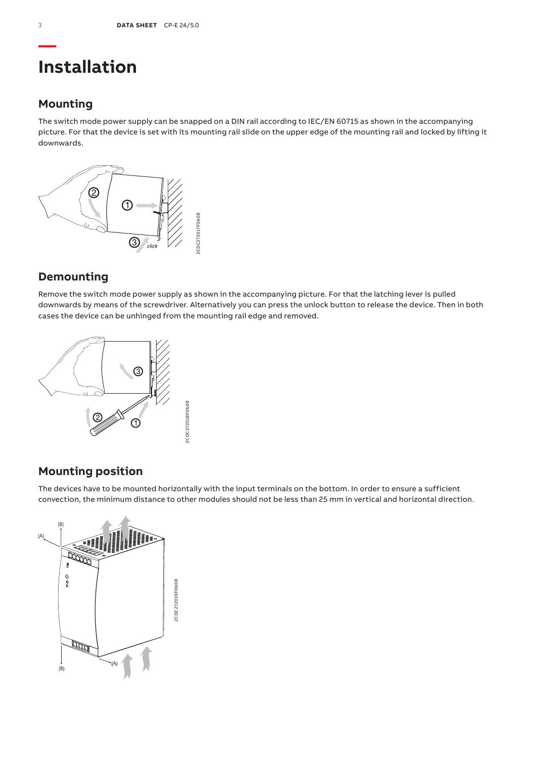# Installation

## Mounting

The switch mode power supply can be snapped on a DIN rail according to IEC/EN 60715 as shown in the accompanying picture. For that the device is set with its mounting rail slide on the upper edge of the mounting rail and locked by lifting it downwards.

## Demounting

Remove the switch mode power supply as shown in the accompanying picture. For that the latching lever is pulled downwards by means of the screwdriver. Alternatively you can press the unlock button to release the device. Then in both cases the device can be unhinged from the mounting rail edge and removed.

## Mounting position

The devices have to be mounted horizontally with the input terminals on the bottom. In order to ensure a sufficient convection, the minimum distance to other modules should not be less than 25 mm in vertical and horizontal direction.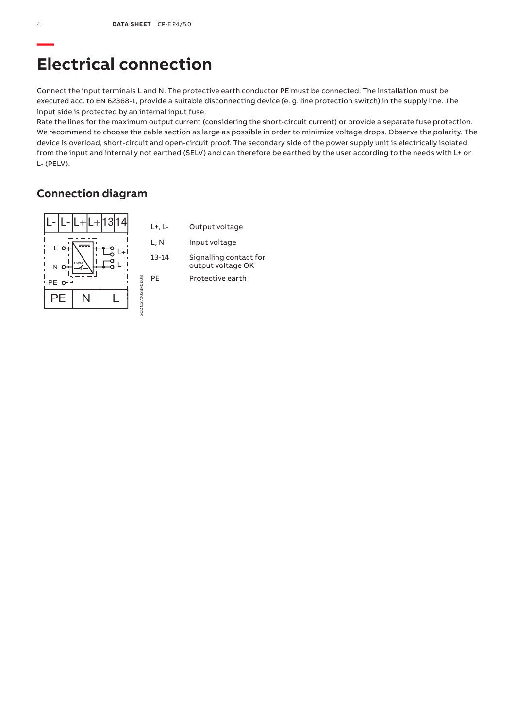# Electrical connection

Connect the input terminals L and N. The protective earth conductor PE must be connected. The installation must be executed acc. to EN 62368-1, provide a suitable disconnecting device (e. g. line protection switch) in the supply line. The input side is protected by an internal input fuse.

Rate the lines for the maximum output current (considering the short-circuit current) or provide a separate fuse protection. We recommend to choose the cable section as large as possible in order to minimize voltage drops. Observe the polarity. The device is overload, short-circuit and open-circuit proof. The secondary side of the power supply unit is electrically isolated from the input and internally not earthed (SELV) and can therefore be earthed by the user according to the needs with L+ or L- (PELV).

## Connection diagram

| | |
|---|---|
| L+, L- | Output voltage |
| L, N | Input voltage |
| 13-14 | Signalling contact for output voltage OK |
| PE | Protective earth |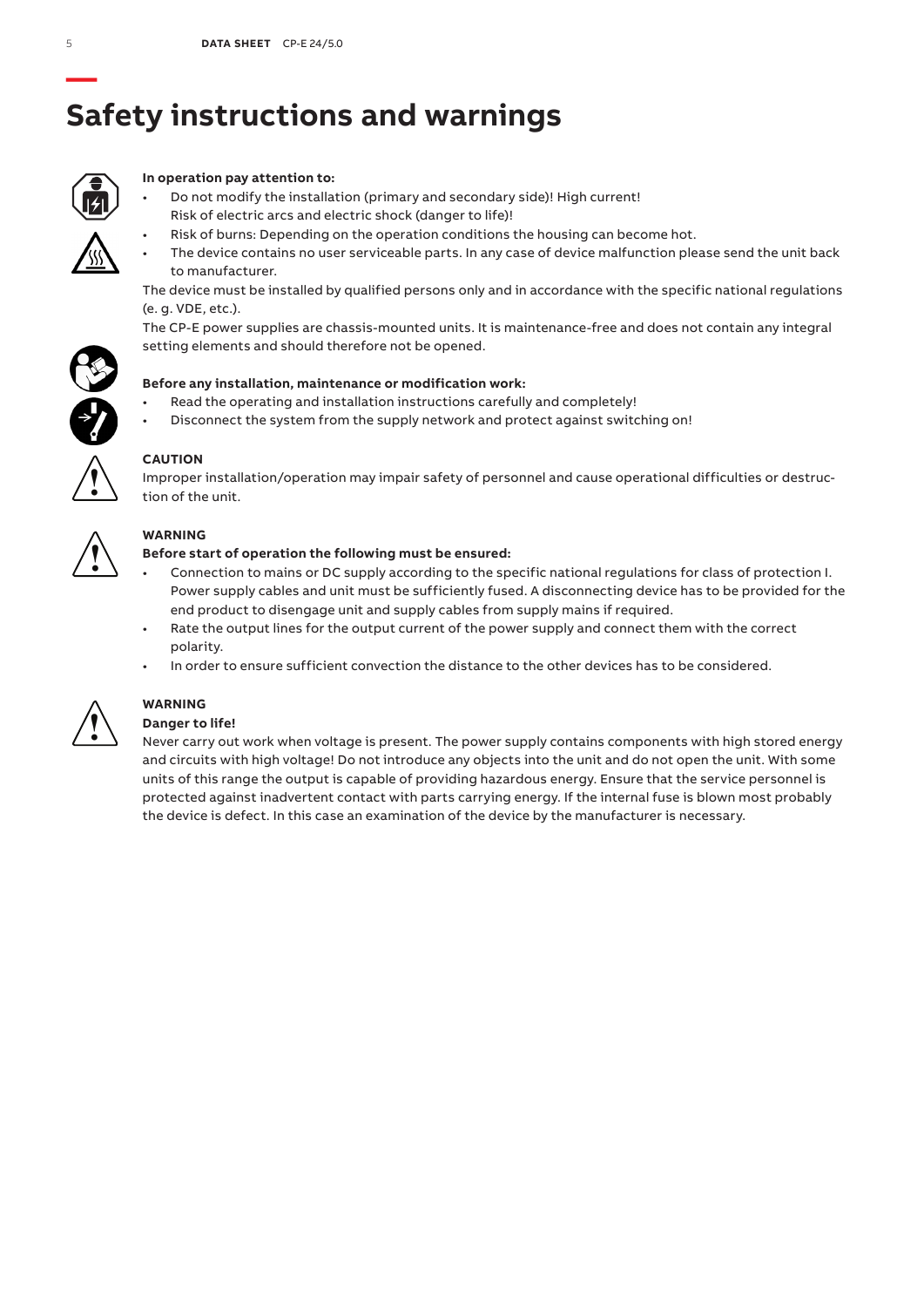# Safety instructions and warnings

**In operation pay attention to:**

- Do not modify the installation (primary and secondary side)! High current! Risk of electric arcs and electric shock (danger to life)!
- Risk of burns: Depending on the operation conditions the housing can become hot.
- The device contains no user serviceable parts. In any case of device malfunction please send the unit back to manufacturer.

The device must be installed by qualified persons only and in accordance with the specific national regulations (e. g. VDE, etc.).

The CP-E power supplies are chassis-mounted units. It is maintenance-free and does not contain any integral setting elements and should therefore not be opened.

**Before any installation, maintenance or modification work:**

- Read the operating and installation instructions carefully and completely!
- Disconnect the system from the supply network and protect against switching on!

**CAUTION**

Improper installation/operation may impair safety of personnel and cause operational difficulties or destruction of the unit.

**WARNING**

**Before start of operation the following must be ensured:**

- Connection to mains or DC supply according to the specific national regulations for class of protection I. Power supply cables and unit must be sufficiently fused. A disconnecting device has to be provided for the end product to disengage unit and supply cables from supply mains if required.
- Rate the output lines for the output current of the power supply and connect them with the correct polarity.
- In order to ensure sufficient convection the distance to the other devices has to be considered.

**WARNING**

**Danger to life!**

Never carry out work when voltage is present. The power supply contains components with high stored energy and circuits with high voltage! Do not introduce any objects into the unit and do not open the unit. With some units of this range the output is capable of providing hazardous energy. Ensure that the service personnel is protected against inadvertent contact with parts carrying energy. If the internal fuse is blown most probably the device is defect. In this case an examination of the device by the manufacturer is necessary.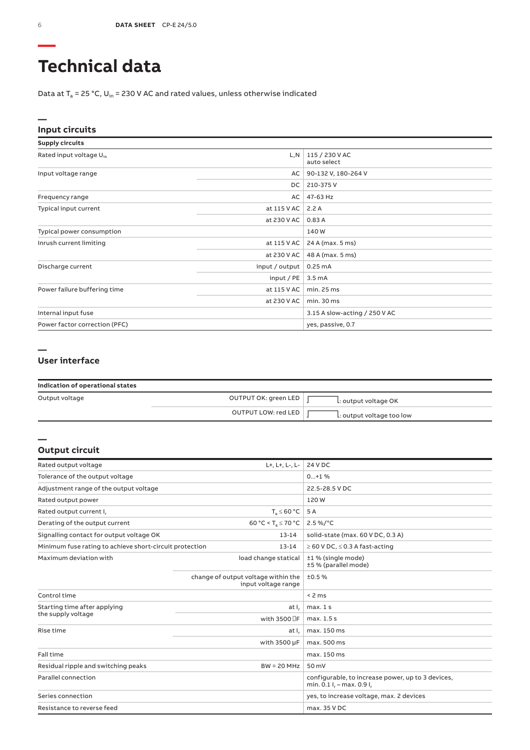# Technical data

Data at $T_a$ = 25 °C, $U_{in}$ = 230 V AC and rated values, unless otherwise indicated

## Input circuits

| Supply circuits | | |
|---|---|---|
| Rated input voltage $U_{in}$ | L,N | 115 / 230 V AC auto select |
| Input voltage range | AC | 90-132 V, 180-264 V |
| | DC | 210-375 V |
| Frequency range | AC | 47-63 Hz |
| Typical input current | at 115 V AC | 2.2 A |
| | at 230 V AC | 0.83 A |
| Typical power consumption | | 140 W |
| Inrush current limiting | at 115 V AC | 24 A (max. 5 ms) |
| | at 230 V AC | 48 A (max. 5 ms) |
| Discharge current | input / output | 0.25 mA |
| | input / PE | 3.5 mA |
| Power failure buffering time | at 115 V AC | min. 25 ms |
| | at 230 V AC | min. 30 ms |
| Internal input fuse | | 3.15 A slow-acting / 250 V AC |
| Power factor correction (PFC) | | yes, passive, 0.7 |

## User interface

| Indication of operational states | | |
|---|---|---|
| Output voltage | OUTPUT OK: green LED | : output voltage OK |
| | OUTPUT LOW: red LED | : output voltage too low |

## Output circuit

| | | |
|---|---|---|
| Rated output voltage | L+, L+, L-, L- | 24 V DC |
| Tolerance of the output voltage | | 0...+1 % |
| Adjustment range of the output voltage | | 22.5-28.5 V DC |
| Rated output power | | 120 W |
| Rated output current $I_r$ | $T_a \leq 60$ °C | 5 A |
| Derating of the output current | 60 °C < $T_a \leq 70$ °C | 2.5 %/°C |
| Signalling contact for output voltage OK | 13-14 | solid-state (max. 60 V DC, 0.3 A) |
| Minimum fuse rating to achieve short-circuit protection | 13-14 | ≥ 60 V DC, ≤ 0.3 A fast-acting |
| Maximum deviation with | load change statical | ±1 % (single mode)<br>±5 % (parallel mode) |
| | change of output voltage within the input voltage range | ±0.5 % |
| Control time | | < 2 ms |
| Starting time after applying the supply voltage | at $I_r$ | max. 1 s |
| | with 3500 µF | max. 1.5 s |
| Rise time | at $I_r$ | max. 150 ms |
| | with 3500 µF | max. 500 ms |
| Fall time | | max. 150 ms |
| Residual ripple and switching peaks | BW = 20 MHz | 50 mV |
| Parallel connection | | configurable, to increase power, up to 3 devices, min. 0.1 $I_r$ – max. 0.9 $I_r$ |
| Series connection | | yes, to increase voltage, max. 2 devices |
| Resistance to reverse feed | | max. 35 V DC |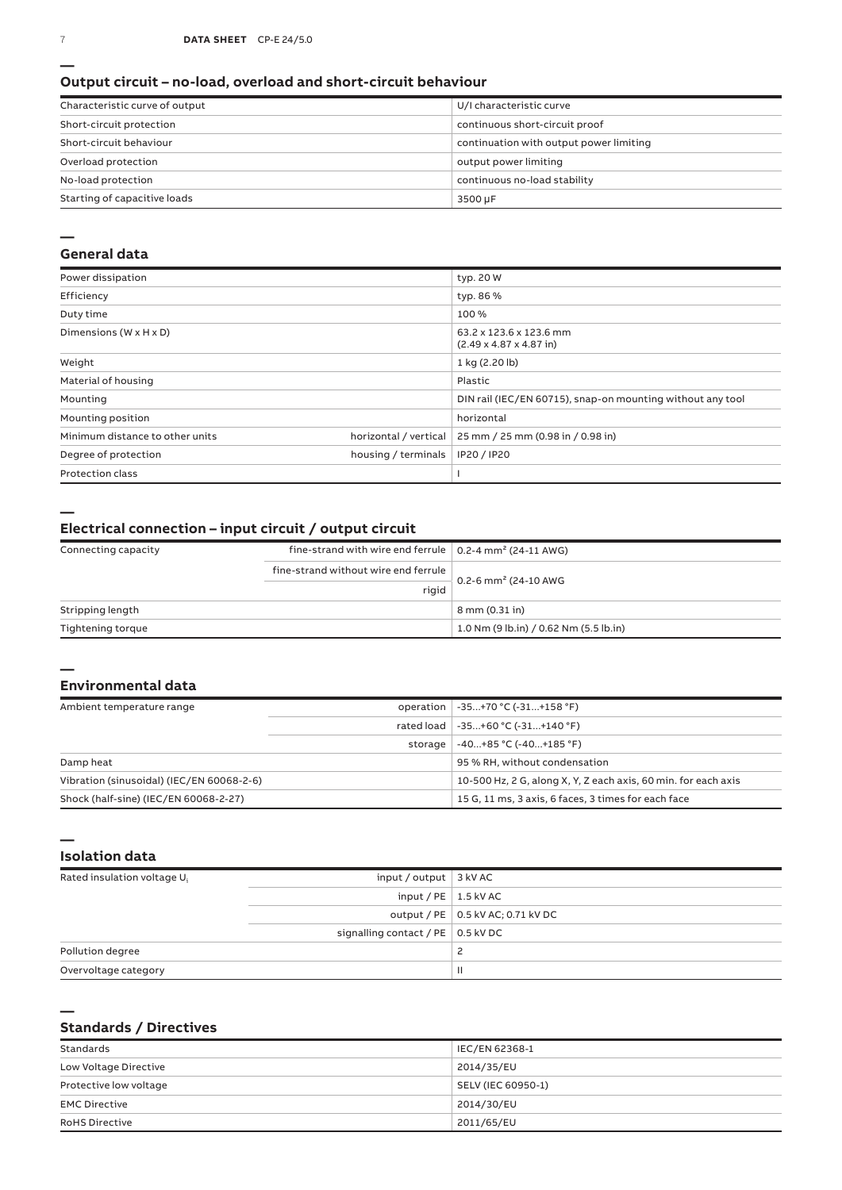## Output circuit – no-load, overload and short-circuit behaviour

| | |
|---|---|
| Characteristic curve of output | U/I characteristic curve |
| Short-circuit protection | continuous short-circuit proof |
| Short-circuit behaviour | continuation with output power limiting |
| Overload protection | output power limiting |
| No-load protection | continuous no-load stability |
| Starting of capacitive loads | 3500 µF |

## General data

| | | |
|---|---|---|
| Power dissipation | | typ. 20 W |
| Efficiency | | typ. 86 % |
| Duty time | | 100 % |
| Dimensions (W x H x D) | | 63.2 x 123.6 x 123.6 mm (2.49 x 4.87 x 4.87 in) |
| Weight | | 1 kg (2.20 lb) |
| Material of housing | | Plastic |
| Mounting | | DIN rail (IEC/EN 60715), snap-on mounting without any tool |
| Mounting position | | horizontal |
| Minimum distance to other units | horizontal / vertical | 25 mm / 25 mm (0.98 in / 0.98 in) |
| Degree of protection | housing / terminals | IP20 / IP20 |
| Protection class | | I |

## Electrical connection – input circuit / output circuit

| | | |
|---|---|---|
| Connecting capacity | fine-strand with wire end ferrule | 0.2-4 mm² (24-11 AWG) |
| | fine-strand without wire end ferrule | 0.2-6 mm² (24-10 AWG |
| | rigid | |
| Stripping length | | 8 mm (0.31 in) |
| Tightening torque | | 1.0 Nm (9 lb.in) / 0.62 Nm (5.5 lb.in) |

## Environmental data

| | | |
|---|---|---|
| Ambient temperature range | operation | -35...+70 °C (-31...+158 °F) |
| | rated load | -35...+60 °C (-31...+140 °F) |
| | storage | -40...+85 °C (-40...+185 °F) |
| Damp heat | | 95 % RH, without condensation |
| Vibration (sinusoidal) (IEC/EN 60068-2-6) | | 10-500 Hz, 2 G, along X, Y, Z each axis, 60 min. for each axis |
| Shock (half-sine) (IEC/EN 60068-2-27) | | 15 G, 11 ms, 3 axis, 6 faces, 3 times for each face |

## Isolation data

| | | |
|---|---|---|
| Rated insulation voltage $U_i$ | input / output | 3 kV AC |
| | input / PE | 1.5 kV AC |
| | output / PE | 0.5 kV AC; 0.71 kV DC |
| | signalling contact / PE | 0.5 kV DC |
| Pollution degree | | 2 |
| Overvoltage category | | II |

## Standards / Directives

| | |
|---|---|
| Standards | IEC/EN 62368-1 |
| Low Voltage Directive | 2014/35/EU |
| Protective low voltage | SELV (IEC 60950-1) |
| EMC Directive | 2014/30/EU |
| RoHS Directive | 2011/65/EU |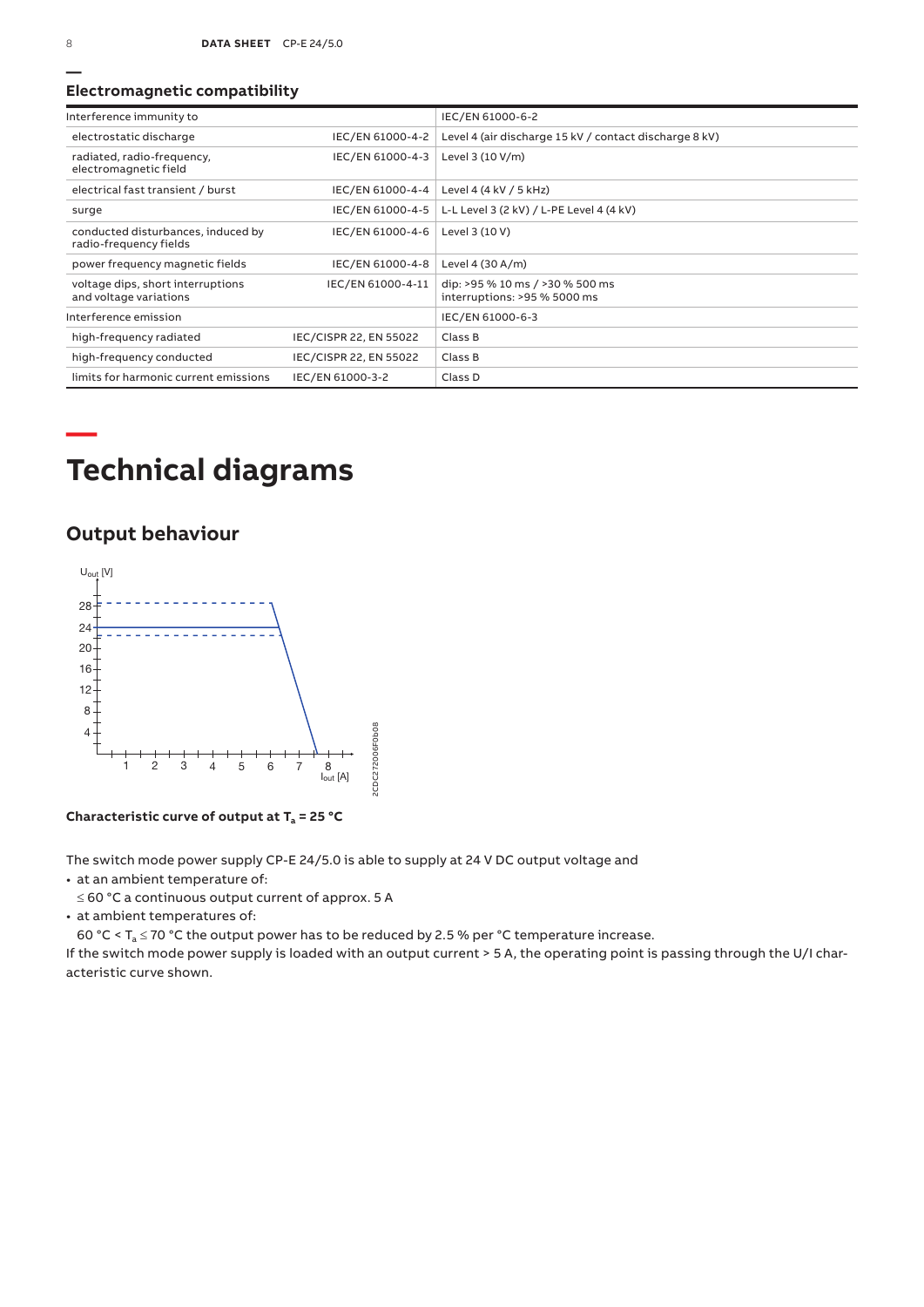## Electromagnetic compatibility

| Interference immunity to | | IEC/EN 61000-6-2 |
|---|---|---|
| electrostatic discharge | IEC/EN 61000-4-2 | Level 4 (air discharge 15 kV / contact discharge 8 kV) |
| radiated, radio-frequency, electromagnetic field | IEC/EN 61000-4-3 | Level 3 (10 V/m) |
| electrical fast transient / burst | IEC/EN 61000-4-4 | Level 4 (4 kV / 5 kHz) |
| surge | IEC/EN 61000-4-5 | L-L Level 3 (2 kV) / L-PE Level 4 (4 kV) |
| conducted disturbances, induced by radio-frequency fields | IEC/EN 61000-4-6 | Level 3 (10 V) |
| power frequency magnetic fields | IEC/EN 61000-4-8 | Level 4 (30 A/m) |
| voltage dips, short interruptions and voltage variations | IEC/EN 61000-4-11 | dip: >95 % 10 ms / >30 % 500 ms<br>interruptions: >95 % 5000 ms |
| Interference emission | | IEC/EN 61000-6-3 |
| high-frequency radiated | IEC/CISPR 22, EN 55022 | Class B |
| high-frequency conducted | IEC/CISPR 22, EN 55022 | Class B |
| limits for harmonic current emissions | IEC/EN 61000-3-2 | Class D |

# Technical diagrams

## Output behaviour

**Characteristic curve of output at $T_a$ = 25 °C**

The switch mode power supply CP-E 24/5.0 is able to supply at 24 V DC output voltage and

- at an ambient temperature of:
  ≤ 60 °C a continuous output current of approx. 5 A
- at ambient temperatures of:
  60 °C < $T_a$ ≤ 70 °C the output power has to be reduced by 2.5 % per °C temperature increase.

If the switch mode power supply is loaded with an output current > 5 A, the operating point is passing through the U/I characteristic curve shown.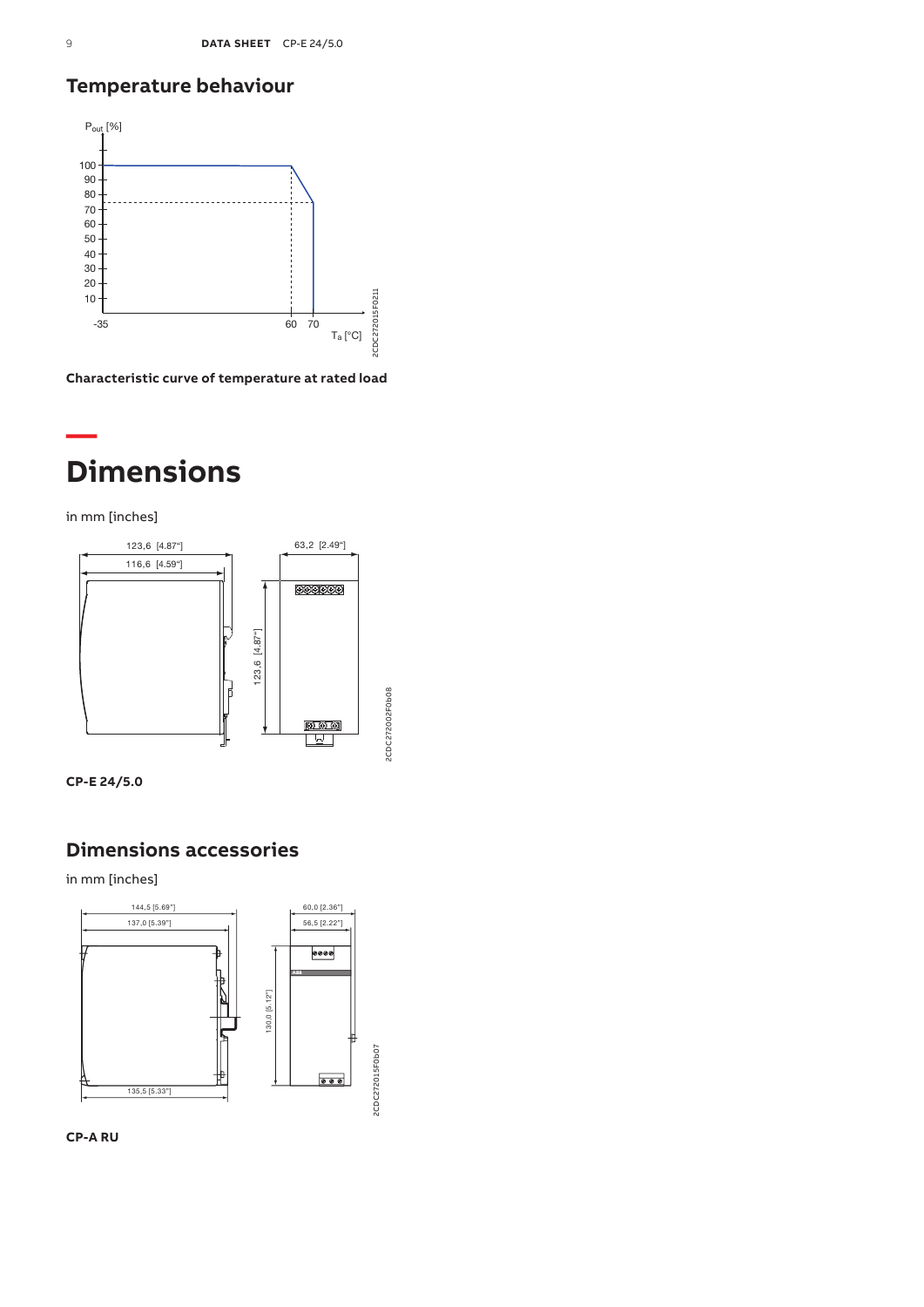## Temperature behaviour

Characteristic curve of temperature at rated load

# Dimensions

in mm [inches]

CP-E 24/5.0

## Dimensions accessories

in mm [inches]

CP-A RU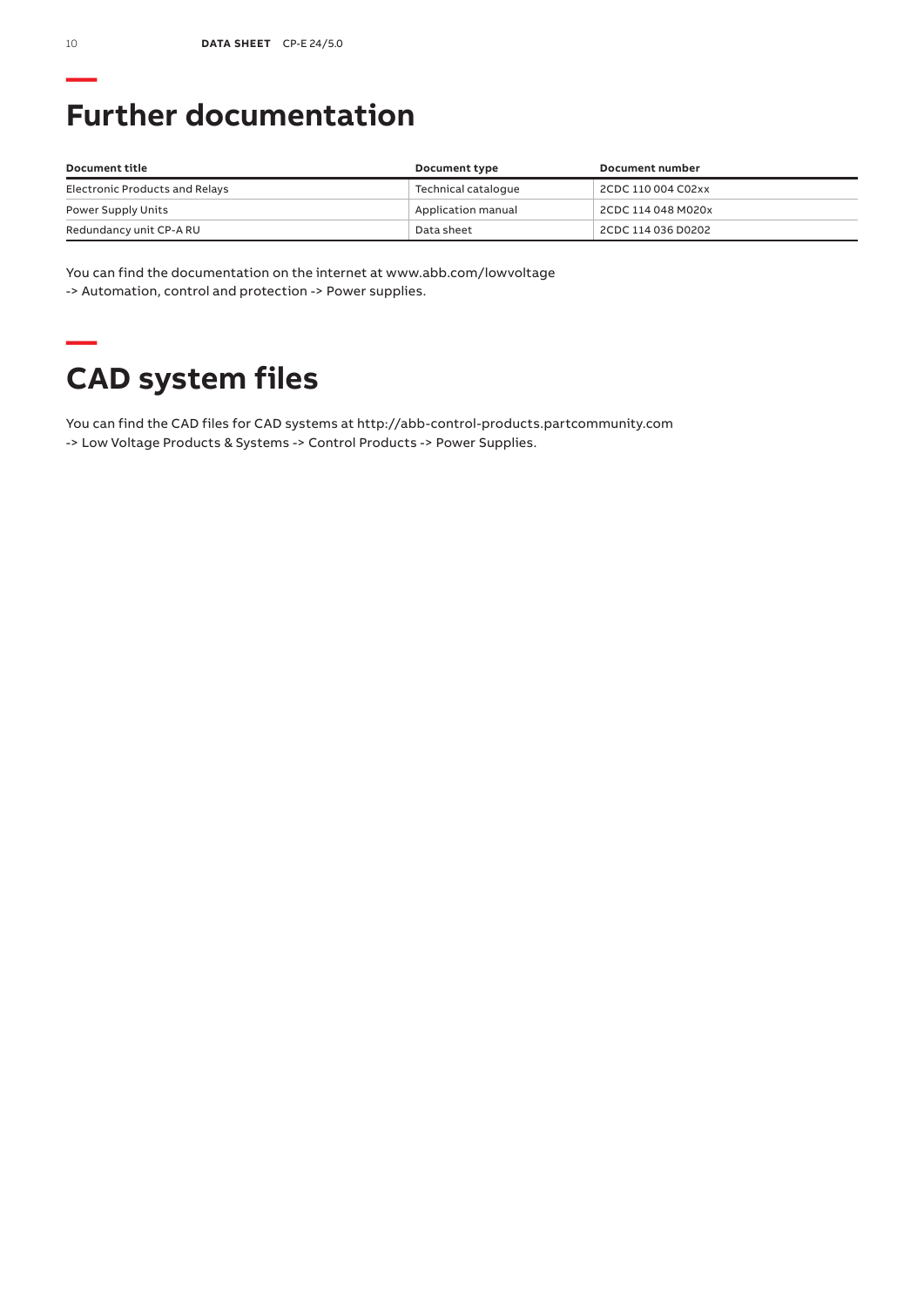## Further documentation

| Document title | Document type | Document number |
| --- | --- | --- |
| Electronic Products and Relays | Technical catalogue | 2CDC 110 004 C02xx |
| Power Supply Units | Application manual | 2CDC 114 048 M020x |
| Redundancy unit CP-A RU | Data sheet | 2CDC 114 036 D0202 |

You can find the documentation on the internet at www.abb.com/lowvoltage
-> Automation, control and protection -> Power supplies.

## CAD system files

You can find the CAD files for CAD systems at http://abb-control-products.partcommunity.com
-> Low Voltage Products & Systems -> Control Products -> Power Supplies.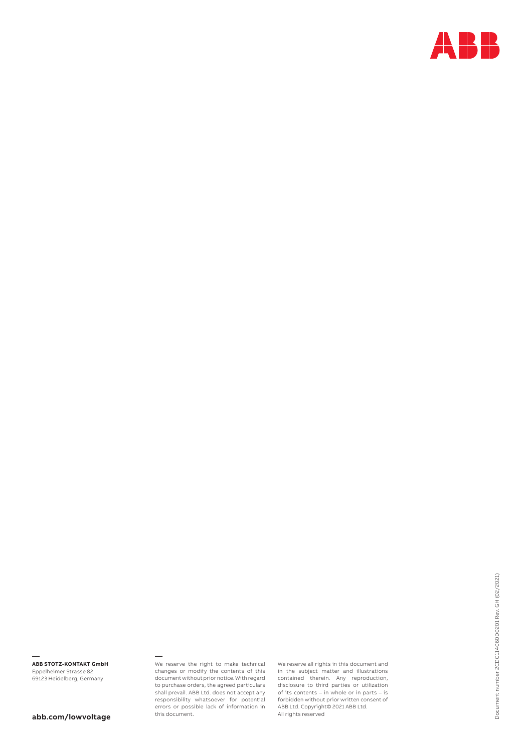—

**ABB STOTZ-KONTAKT GmbH**
Eppelheimer Strasse 82
69123 Heidelberg, Germany

**abb.com/lowvoltage**

—

We reserve the right to make technical changes or modify the contents of this document without prior notice. With regard to purchase orders, the agreed particulars shall prevail. ABB Ltd. does not accept any responsibility whatsoever for potential errors or possible lack of information in this document.

We reserve all rights in this document and in the subject matter and illustrations contained therein. Any reproduction, disclosure to third parties or utilization of its contents – in whole or in parts – is forbidden without prior written consent of ABB Ltd. Copyright© 2021 ABB Ltd.
All rights reserved

Document number 2CDC114060D0201 Rev. GH (02/2021)